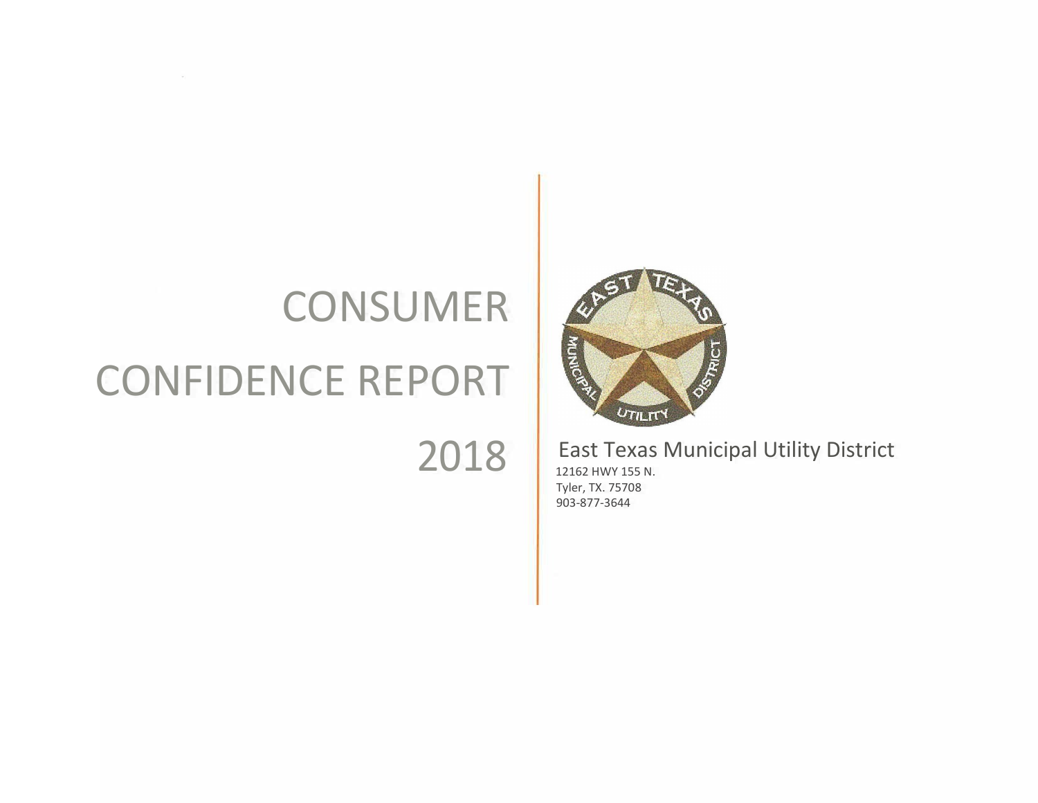# CONSUMER CONFIDENCE REPORT 2018

East Texas Municipal Utility District

12162 HWY 155 N.
Tyler, TX. 75708
903-877-3644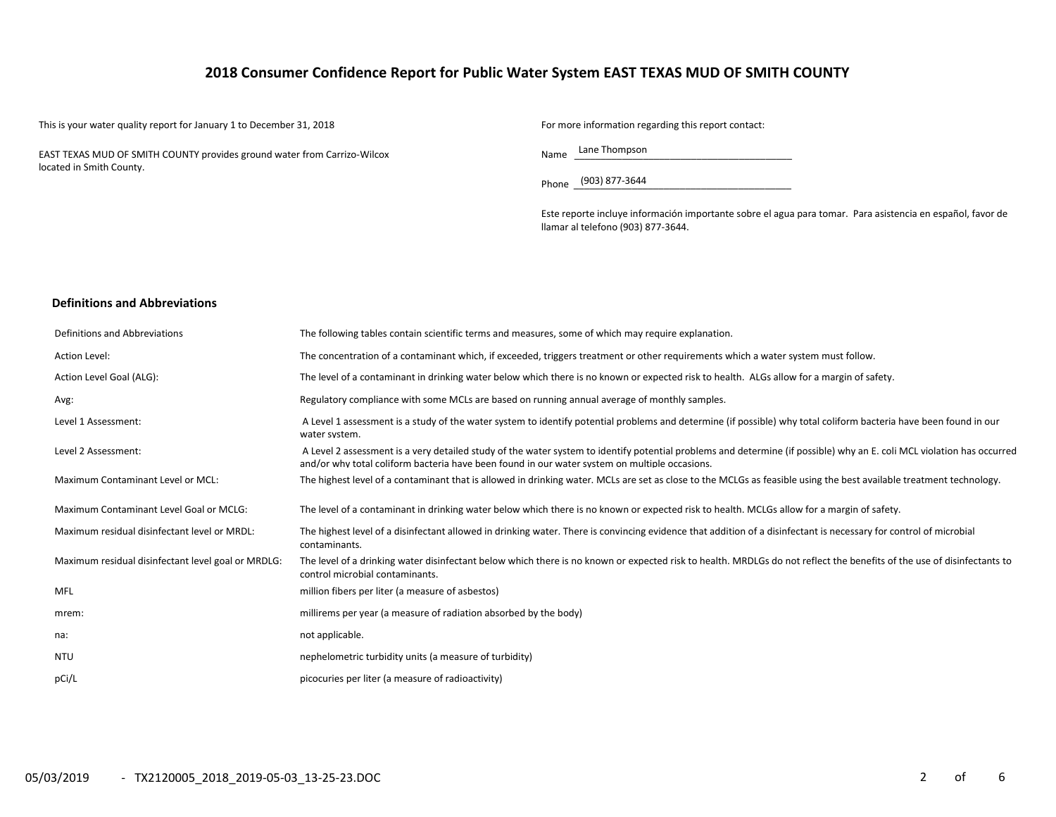# 2018 Consumer Confidence Report for Public Water System EAST TEXAS MUD OF SMITH COUNTY

This is your water quality report for January 1 to December 31, 2018

EAST TEXAS MUD OF SMITH COUNTY provides ground water from Carrizo-Wilcox located in Smith County.

For more information regarding this report contact:

Name Lane Thompson

Phone (903) 877-3644

Este reporte incluye información importante sobre el agua para tomar. Para asistencia en español, favor de llamar al telefono (903) 877-3644.

## Definitions and Abbreviations

| Definitions and Abbreviations | The following tables contain scientific terms and measures, some of which may require explanation. |
|---|---|
| Action Level: | The concentration of a contaminant which, if exceeded, triggers treatment or other requirements which a water system must follow. |
| Action Level Goal (ALG): | The level of a contaminant in drinking water below which there is no known or expected risk to health. ALGs allow for a margin of safety. |
| Avg: | Regulatory compliance with some MCLs are based on running annual average of monthly samples. |
| Level 1 Assessment: | A Level 1 assessment is a study of the water system to identify potential problems and determine (if possible) why total coliform bacteria have been found in our water system. |
| Level 2 Assessment: | A Level 2 assessment is a very detailed study of the water system to identify potential problems and determine (if possible) why an E. coli MCL violation has occurred and/or why total coliform bacteria have been found in our water system on multiple occasions. |
| Maximum Contaminant Level or MCL: | The highest level of a contaminant that is allowed in drinking water. MCLs are set as close to the MCLGs as feasible using the best available treatment technology. |
| Maximum Contaminant Level Goal or MCLG: | The level of a contaminant in drinking water below which there is no known or expected risk to health. MCLGs allow for a margin of safety. |
| Maximum residual disinfectant level or MRDL: | The highest level of a disinfectant allowed in drinking water. There is convincing evidence that addition of a disinfectant is necessary for control of microbial contaminants. |
| Maximum residual disinfectant level goal or MRDLG: | The level of a drinking water disinfectant below which there is no known or expected risk to health. MRDLGs do not reflect the benefits of the use of disinfectants to control microbial contaminants. |
| MFL | million fibers per liter (a measure of asbestos) |
| mrem: | millirems per year (a measure of radiation absorbed by the body) |
| na: | not applicable. |
| NTU | nephelometric turbidity units (a measure of turbidity) |
| pCi/L | picocuries per liter (a measure of radioactivity) |

05/03/2019 - TX2120005_2018_2019-05-03_13-25-23.DOC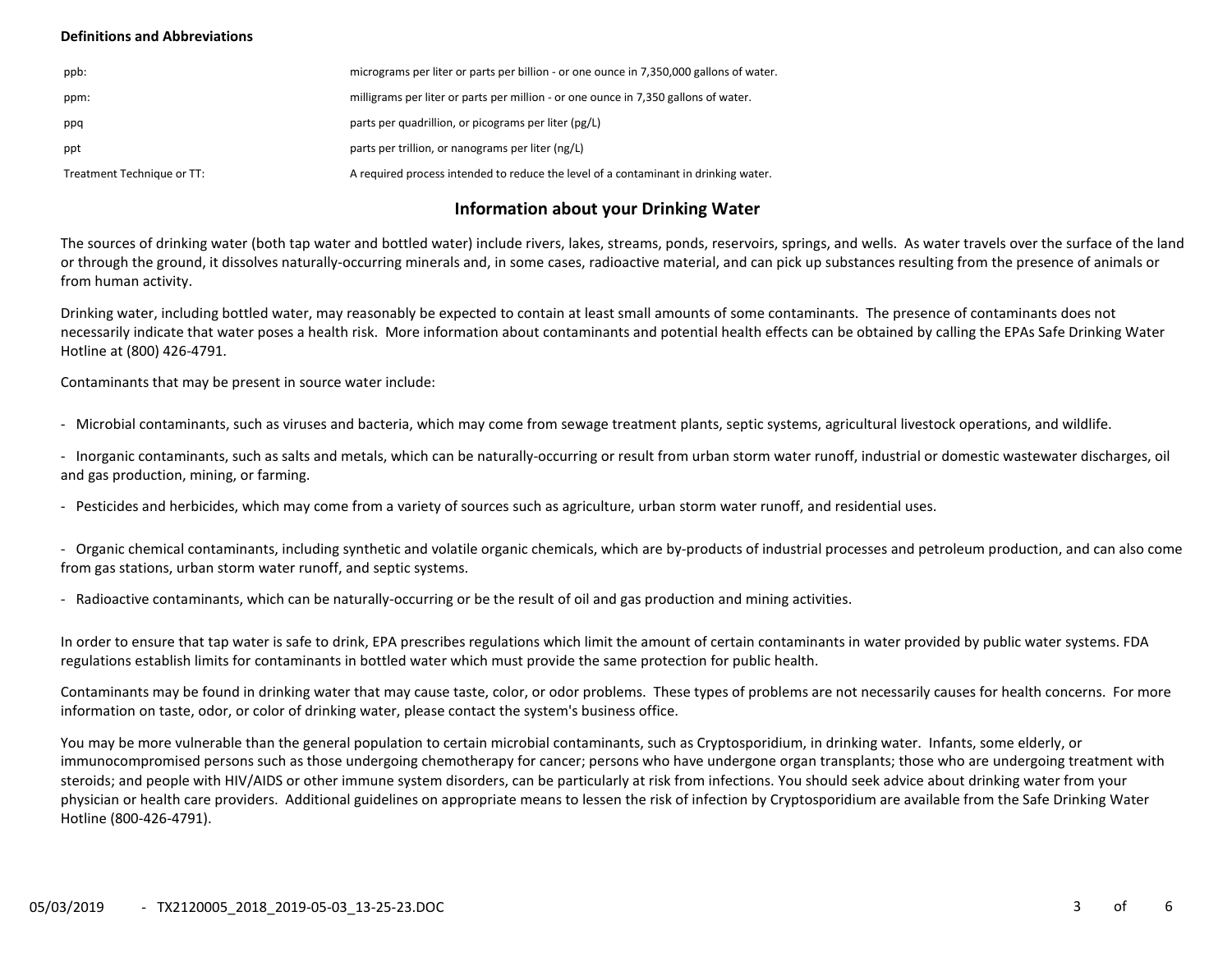**Definitions and Abbreviations**

| | |
|---|---|
| ppb: | micrograms per liter or parts per billion - or one ounce in 7,350,000 gallons of water. |
| ppm: | milligrams per liter or parts per million - or one ounce in 7,350 gallons of water. |
| ppq | parts per quadrillion, or picograms per liter (pg/L) |
| ppt | parts per trillion, or nanograms per liter (ng/L) |
| Treatment Technique or TT: | A required process intended to reduce the level of a contaminant in drinking water. |

## Information about your Drinking Water

The sources of drinking water (both tap water and bottled water) include rivers, lakes, streams, ponds, reservoirs, springs, and wells. As water travels over the surface of the land or through the ground, it dissolves naturally-occurring minerals and, in some cases, radioactive material, and can pick up substances resulting from the presence of animals or from human activity.

Drinking water, including bottled water, may reasonably be expected to contain at least small amounts of some contaminants. The presence of contaminants does not necessarily indicate that water poses a health risk. More information about contaminants and potential health effects can be obtained by calling the EPAs Safe Drinking Water Hotline at (800) 426-4791.

Contaminants that may be present in source water include:

- Microbial contaminants, such as viruses and bacteria, which may come from sewage treatment plants, septic systems, agricultural livestock operations, and wildlife.

- Inorganic contaminants, such as salts and metals, which can be naturally-occurring or result from urban storm water runoff, industrial or domestic wastewater discharges, oil and gas production, mining, or farming.

- Pesticides and herbicides, which may come from a variety of sources such as agriculture, urban storm water runoff, and residential uses.

- Organic chemical contaminants, including synthetic and volatile organic chemicals, which are by-products of industrial processes and petroleum production, and can also come from gas stations, urban storm water runoff, and septic systems.

- Radioactive contaminants, which can be naturally-occurring or be the result of oil and gas production and mining activities.

In order to ensure that tap water is safe to drink, EPA prescribes regulations which limit the amount of certain contaminants in water provided by public water systems. FDA regulations establish limits for contaminants in bottled water which must provide the same protection for public health.

Contaminants may be found in drinking water that may cause taste, color, or odor problems. These types of problems are not necessarily causes for health concerns. For more information on taste, odor, or color of drinking water, please contact the system's business office.

You may be more vulnerable than the general population to certain microbial contaminants, such as Cryptosporidium, in drinking water. Infants, some elderly, or immunocompromised persons such as those undergoing chemotherapy for cancer; persons who have undergone organ transplants; those who are undergoing treatment with steroids; and people with HIV/AIDS or other immune system disorders, can be particularly at risk from infections. You should seek advice about drinking water from your physician or health care providers. Additional guidelines on appropriate means to lessen the risk of infection by Cryptosporidium are available from the Safe Drinking Water Hotline (800-426-4791).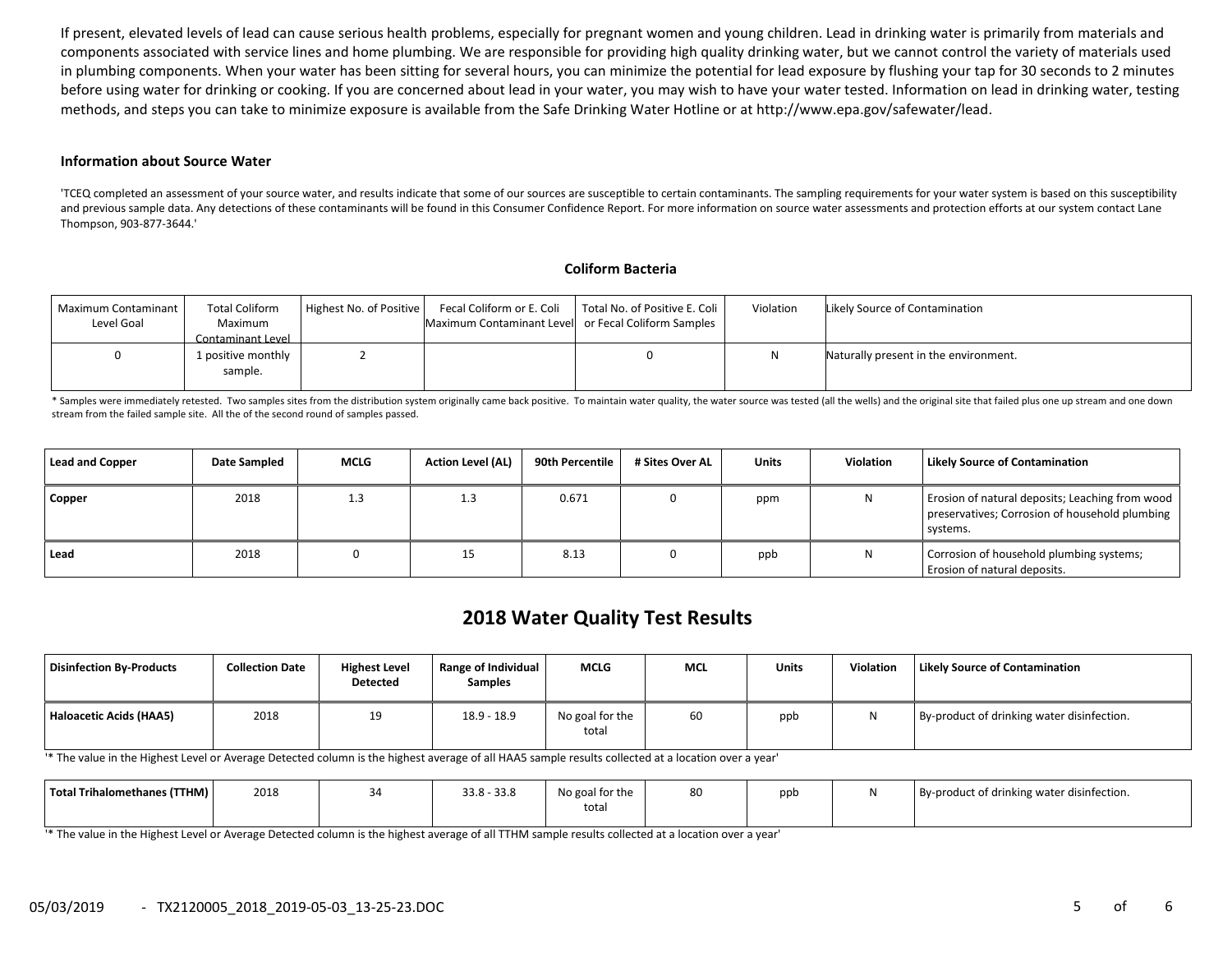If present, elevated levels of lead can cause serious health problems, especially for pregnant women and young children. Lead in drinking water is primarily from materials and components associated with service lines and home plumbing. We are responsible for providing high quality drinking water, but we cannot control the variety of materials used in plumbing components. When your water has been sitting for several hours, you can minimize the potential for lead exposure by flushing your tap for 30 seconds to 2 minutes before using water for drinking or cooking. If you are concerned about lead in your water, you may wish to have your water tested. Information on lead in drinking water, testing methods, and steps you can take to minimize exposure is available from the Safe Drinking Water Hotline or at http://www.epa.gov/safewater/lead.

**Information about Source Water**

'TCEQ completed an assessment of your source water, and results indicate that some of our sources are susceptible to certain contaminants. The sampling requirements for your water system is based on this susceptibility and previous sample data. Any detections of these contaminants will be found in this Consumer Confidence Report. For more information on source water assessments and protection efforts at our system contact Lane Thompson, 903-877-3644.'

**Coliform Bacteria**

| Maximum Contaminant Level Goal | Total Coliform Maximum Contaminant Level | Highest No. of Positive | Fecal Coliform or E. Coli Maximum Contaminant Level | Total No. of Positive E. Coli or Fecal Coliform Samples | Violation | Likely Source of Contamination |
|---|---|---|---|---|---|---|
| 0 | 1 positive monthly sample. | 2 | | 0 | N | Naturally present in the environment. |

* Samples were immediately retested. Two samples sites from the distribution system originally came back positive. To maintain water quality, the water source was tested (all the wells) and the original site that failed plus one up stream and one down stream from the failed sample site. All the of the second round of samples passed.

| Lead and Copper | Date Sampled | MCLG | Action Level (AL) | 90th Percentile | # Sites Over AL | Units | Violation | Likely Source of Contamination |
|---|---|---|---|---|---|---|---|---|
| **Copper** | 2018 | 1.3 | 1.3 | 0.671 | 0 | ppm | N | Erosion of natural deposits; Leaching from wood preservatives; Corrosion of household plumbing systems. |
| **Lead** | 2018 | 0 | 15 | 8.13 | 0 | ppb | N | Corrosion of household plumbing systems; Erosion of natural deposits. |

## 2018 Water Quality Test Results

| Disinfection By-Products | Collection Date | Highest Level Detected | Range of Individual Samples | MCLG | MCL | Units | Violation | Likely Source of Contamination |
|---|---|---|---|---|---|---|---|---|
| **Haloacetic Acids (HAA5)** | 2018 | 19 | 18.9 - 18.9 | No goal for the total | 60 | ppb | N | By-product of drinking water disinfection. |

'* The value in the Highest Level or Average Detected column is the highest average of all HAA5 sample results collected at a location over a year'

| Disinfection By-Products | Collection Date | Highest Level Detected | Range of Individual Samples | MCLG | MCL | Units | Violation | Likely Source of Contamination |
|---|---|---|---|---|---|---|---|---|
| **Total Trihalomethanes (TTHM)** | 2018 | 34 | 33.8 - 33.8 | No goal for the total | 80 | ppb | N | By-product of drinking water disinfection. |

'* The value in the Highest Level or Average Detected column is the highest average of all TTHM sample results collected at a location over a year'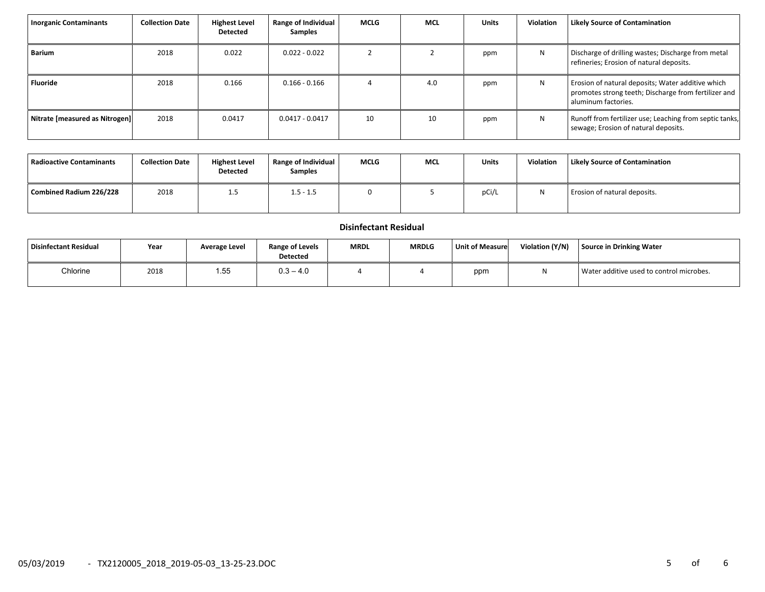| Inorganic Contaminants | Collection Date | Highest Level Detected | Range of Individual Samples | MCLG | MCL | Units | Violation | Likely Source of Contamination |
|---|---|---|---|---|---|---|---|---|
| **Barium** | 2018 | 0.022 | 0.022 - 0.022 | 2 | 2 | ppm | N | Discharge of drilling wastes; Discharge from metal refineries; Erosion of natural deposits. |
| **Fluoride** | 2018 | 0.166 | 0.166 - 0.166 | 4 | 4.0 | ppm | N | Erosion of natural deposits; Water additive which promotes strong teeth; Discharge from fertilizer and aluminum factories. |
| **Nitrate [measured as Nitrogen]** | 2018 | 0.0417 | 0.0417 - 0.0417 | 10 | 10 | ppm | N | Runoff from fertilizer use; Leaching from septic tanks, sewage; Erosion of natural deposits. |

| Radioactive Contaminants | Collection Date | Highest Level Detected | Range of Individual Samples | MCLG | MCL | Units | Violation | Likely Source of Contamination |
|---|---|---|---|---|---|---|---|---|
| **Combined Radium 226/228** | 2018 | 1.5 | 1.5 - 1.5 | 0 | 5 | pCi/L | N | Erosion of natural deposits. |

### Disinfectant Residual

| Disinfectant Residual | Year | Average Level | Range of Levels Detected | MRDL | MRDLG | Unit of Measure | Violation (Y/N) | Source in Drinking Water |
|---|---|---|---|---|---|---|---|---|
| Chlorine | 2018 | 1.55 | 0.3 – 4.0 | 4 | 4 | ppm | N | Water additive used to control microbes. |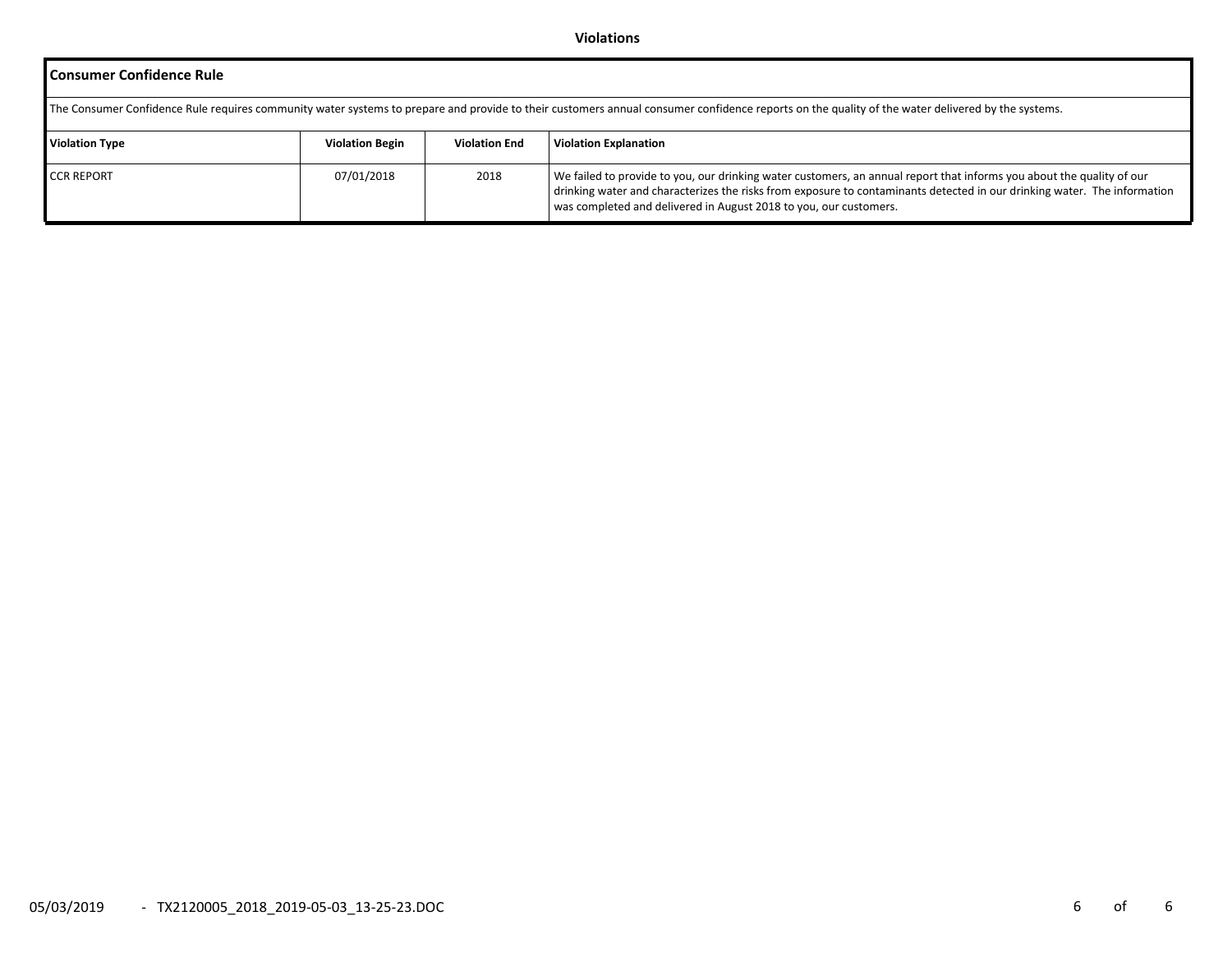## Violations

### Consumer Confidence Rule

The Consumer Confidence Rule requires community water systems to prepare and provide to their customers annual consumer confidence reports on the quality of the water delivered by the systems.

| Violation Type | Violation Begin | Violation End | Violation Explanation |
|---|---|---|---|
| CCR REPORT | 07/01/2018 | 2018 | We failed to provide to you, our drinking water customers, an annual report that informs you about the quality of our drinking water and characterizes the risks from exposure to contaminants detected in our drinking water. The information was completed and delivered in August 2018 to you, our customers. |